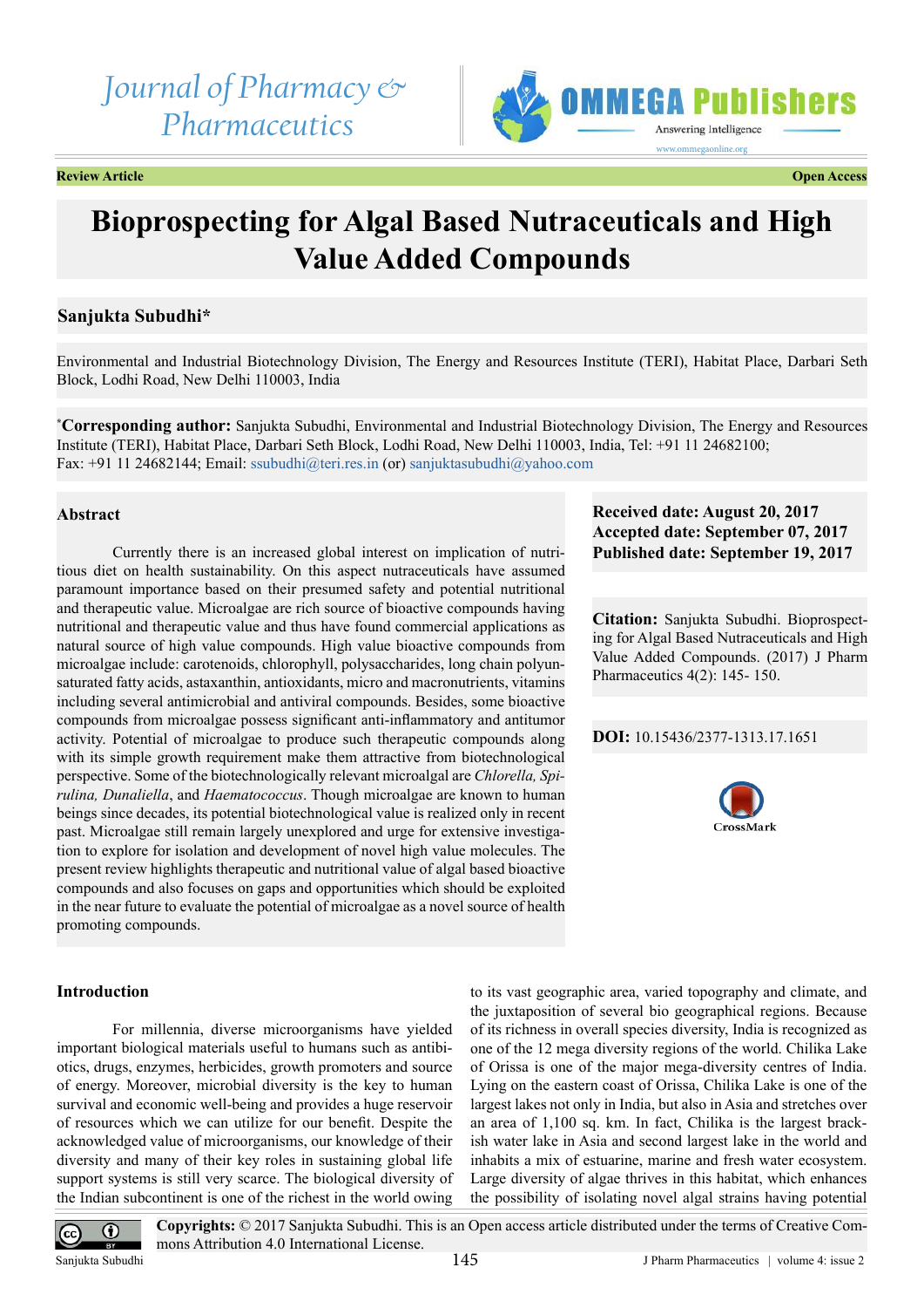Journal of Pharmacy & Pharmaceutics

OMMEGA Publishers

**Review Article** **Open Access**

# Bioprospecting for Algal Based Nutraceuticals and High Value Added Compounds

**Sanjukta Subudhi***

Environmental and Industrial Biotechnology Division, The Energy and Resources Institute (TERI), Habitat Place, Darbari Seth Block, Lodhi Road, New Delhi 110003, India

***Corresponding author:** Sanjukta Subudhi, Environmental and Industrial Biotechnology Division, The Energy and Resources Institute (TERI), Habitat Place, Darbari Seth Block, Lodhi Road, New Delhi 110003, India, Tel: +91 11 24682100; Fax: +91 11 24682144; Email: ssubudhi@teri.res.in (or) sanjuktasubudhi@yahoo.com

**Received date: August 20, 2017**
**Accepted date: September 07, 2017**
**Published date: September 19, 2017**

**Citation:** Sanjukta Subudhi. Bioprospecting for Algal Based Nutraceuticals and High Value Added Compounds. (2017) J Pharm Pharmaceutics 4(2): 145- 150.

**DOI:** 10.15436/2377-1313.17.1651

## Abstract

Currently there is an increased global interest on implication of nutritious diet on health sustainability. On this aspect nutraceuticals have assumed paramount importance based on their presumed safety and potential nutritional and therapeutic value. Microalgae are rich source of bioactive compounds having nutritional and therapeutic value and thus have found commercial applications as natural source of high value compounds. High value bioactive compounds from microalgae include: carotenoids, chlorophyll, polysaccharides, long chain polyunsaturated fatty acids, astaxanthin, antioxidants, micro and macronutrients, vitamins including several antimicrobial and antiviral compounds. Besides, some bioactive compounds from microalgae possess significant anti-inflammatory and antitumor activity. Potential of microalgae to produce such therapeutic compounds along with its simple growth requirement make them attractive from biotechnological perspective. Some of the biotechnologically relevant microalgal are *Chlorella, Spirulina, Dunaliella*, and *Haematococcus*. Though microalgae are known to human beings since decades, its potential biotechnological value is realized only in recent past. Microalgae still remain largely unexplored and urge for extensive investigation to explore for isolation and development of novel high value molecules. The present review highlights therapeutic and nutritional value of algal based bioactive compounds and also focuses on gaps and opportunities which should be exploited in the near future to evaluate the potential of microalgae as a novel source of health promoting compounds.

## Introduction

For millennia, diverse microorganisms have yielded important biological materials useful to humans such as antibiotics, drugs, enzymes, herbicides, growth promoters and source of energy. Moreover, microbial diversity is the key to human survival and economic well-being and provides a huge reservoir of resources which we can utilize for our benefit. Despite the acknowledged value of microorganisms, our knowledge of their diversity and many of their key roles in sustaining global life support systems is still very scarce. The biological diversity of the Indian subcontinent is one of the richest in the world owing to its vast geographic area, varied topography and climate, and the juxtaposition of several bio geographical regions. Because of its richness in overall species diversity, India is recognized as one of the 12 mega diversity regions of the world. Chilika Lake of Orissa is one of the major mega-diversity centres of India. Lying on the eastern coast of Orissa, Chilika Lake is one of the largest lakes not only in India, but also in Asia and stretches over an area of 1,100 sq. km. In fact, Chilika is the largest brackish water lake in Asia and second largest lake in the world and inhabits a mix of estuarine, marine and fresh water ecosystem. Large diversity of algae thrives in this habitat, which enhances the possibility of isolating novel algal strains having potential

**Copyrights:** © 2017 Sanjukta Subudhi. This is an Open access article distributed under the terms of Creative Commons Attribution 4.0 International License.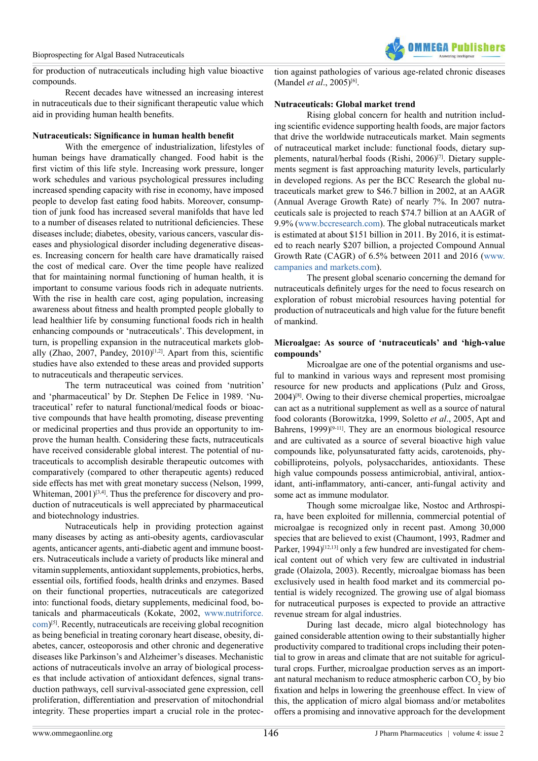for production of nutraceuticals including high value bioactive compounds.

Recent decades have witnessed an increasing interest in nutraceuticals due to their significant therapeutic value which aid in providing human health benefits.

**Nutraceuticals: Significance in human health benefit**

With the emergence of industrialization, lifestyles of human beings have dramatically changed. Food habit is the first victim of this life style. Increasing work pressure, longer work schedules and various psychological pressures including increased spending capacity with rise in economy, have imposed people to develop fast eating food habits. Moreover, consumption of junk food has increased several manifolds that have led to a number of diseases related to nutritional deficiencies. These diseases include; diabetes, obesity, various cancers, vascular diseases and physiological disorder including degenerative diseases. Increasing concern for health care have dramatically raised the cost of medical care. Over the time people have realized that for maintaining normal functioning of human health, it is important to consume various foods rich in adequate nutrients. With the rise in health care cost, aging population, increasing awareness about fitness and health prompted people globally to lead healthier life by consuming functional foods rich in health enhancing compounds or 'nutraceuticals'. This development, in turn, is propelling expansion in the nutraceutical markets globally (Zhao, 2007, Pandey, 2010)[1,2]. Apart from this, scientific studies have also extended to these areas and provided supports to nutraceuticals and therapeutic services.

The term nutraceutical was coined from 'nutrition' and 'pharmaceutical' by Dr. Stephen De Felice in 1989. 'Nutraceutical' refer to natural functional/medical foods or bioactive compounds that have health promoting, disease preventing or medicinal properties and thus provide an opportunity to improve the human health. Considering these facts, nutraceuticals have received considerable global interest. The potential of nutraceuticals to accomplish desirable therapeutic outcomes with comparatively (compared to other therapeutic agents) reduced side effects has met with great monetary success (Nelson, 1999, Whiteman, 2001)[3,4]. Thus the preference for discovery and production of nutraceuticals is well appreciated by pharmaceutical and biotechnology industries.

Nutraceuticals help in providing protection against many diseases by acting as anti-obesity agents, cardiovascular agents, anticancer agents, anti-diabetic agent and immune boosters. Nutraceuticals include a variety of products like mineral and vitamin supplements, antioxidant supplements, probiotics, herbs, essential oils, fortified foods, health drinks and enzymes. Based on their functional properties, nutraceuticals are categorized into: functional foods, dietary supplements, medicinal food, botanicals and pharmaceuticals (Kokate, 2002, www.nutriforce.com)[5]. Recently, nutraceuticals are receiving global recognition as being beneficial in treating coronary heart disease, obesity, diabetes, cancer, osteoporosis and other chronic and degenerative diseases like Parkinson's and Alzheimer's diseases. Mechanistic actions of nutraceuticals involve an array of biological processes that include activation of antioxidant defences, signal transduction pathways, cell survival-associated gene expression, cell proliferation, differentiation and preservation of mitochondrial integrity. These properties impart a crucial role in the protection against pathologies of various age-related chronic diseases (Mandel *et al*., 2005)[6].

**Nutraceuticals: Global market trend**

Rising global concern for health and nutrition including scientific evidence supporting health foods, are major factors that drive the worldwide nutraceuticals market. Main segments of nutraceutical market include: functional foods, dietary supplements, natural/herbal foods (Rishi, 2006)[7]. Dietary supplements segment is fast approaching maturity levels, particularly in developed regions. As per the BCC Research the global nutraceuticals market grew to $46.7 billion in 2002, at an AAGR (Annual Average Growth Rate) of nearly 7%. In 2007 nutraceuticals sale is projected to reach $74.7 billion at an AAGR of 9.9% (www.bccresearch.com). The global nutraceuticals market is estimated at about $151 billion in 2011. By 2016, it is estimated to reach nearly $207 billion, a projected Compound Annual Growth Rate (CAGR) of 6.5% between 2011 and 2016 (www.campanies and markets.com).

The present global scenario concerning the demand for nutraceuticals definitely urges for the need to focus research on exploration of robust microbial resources having potential for production of nutraceuticals and high value for the future benefit of mankind.

**Microalgae: As source of 'nutraceuticals' and 'high-value compounds'**

Microalgae are one of the potential organisms and useful to mankind in various ways and represent most promising resource for new products and applications (Pulz and Gross, 2004)[8]. Owing to their diverse chemical properties, microalgae can act as a nutritional supplement as well as a source of natural food colorants (Borowitzka, 1999, Soletto *et al*., 2005, Apt and Bahrens, 1999)[9-11]. They are an enormous biological resource and are cultivated as a source of several bioactive high value compounds like, polyunsaturated fatty acids, carotenoids, phycobilliproteins, polyols, polysaccharides, antioxidants. These high value compounds possess antimicrobial, antiviral, antioxidant, anti-inflammatory, anti-cancer, anti-fungal activity and some act as immune modulator.

Though some microalgae like, Nostoc and Arthrospira, have been exploited for millennia, commercial potential of microalgae is recognized only in recent past. Among 30,000 species that are believed to exist (Chaumont, 1993, Radmer and Parker, 1994)[12,13] only a few hundred are investigated for chemical content out of which very few are cultivated in industrial grade (Olaizola, 2003). Recently, microalgae biomass has been exclusively used in health food market and its commercial potential is widely recognized. The growing use of algal biomass for nutraceutical purposes is expected to provide an attractive revenue stream for algal industries.

During last decade, micro algal biotechnology has gained considerable attention owing to their substantially higher productivity compared to traditional crops including their potential to grow in areas and climate that are not suitable for agricultural crops. Further, microalgae production serves as an important natural mechanism to reduce atmospheric carbon $CO_2$ by bio fixation and helps in lowering the greenhouse effect. In view of this, the application of micro algal biomass and/or metabolites offers a promising and innovative approach for the development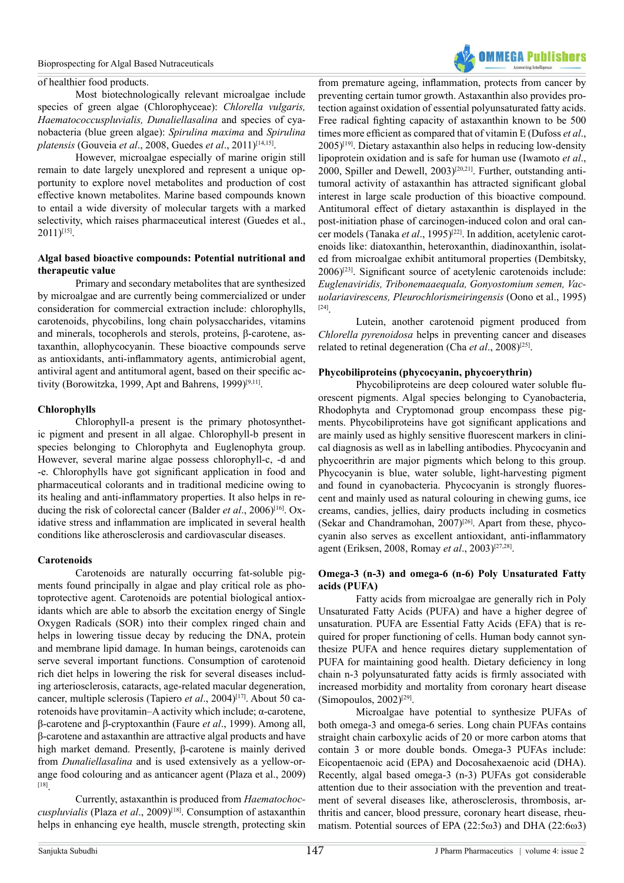of healthier food products.

Most biotechnologically relevant microalgae include species of green algae (Chlorophyceae): *Chlorella vulgaris, Haematococcuspluvialis, Dunaliellasalina* and species of cyanobacteria (blue green algae): *Spirulina maxima* and *Spirulina platensis* (Gouveia *et al*., 2008, Guedes *et al*., 2011)[14,15].

However, microalgae especially of marine origin still remain to date largely unexplored and represent a unique opportunity to explore novel metabolites and production of cost effective known metabolites. Marine based compounds known to entail a wide diversity of molecular targets with a marked selectivity, which raises pharmaceutical interest (Guedes et al., 2011)[15].

**Algal based bioactive compounds: Potential nutritional and therapeutic value**

Primary and secondary metabolites that are synthesized by microalgae and are currently being commercialized or under consideration for commercial extraction include: chlorophylls, carotenoids, phycobilins, long chain polysaccharides, vitamins and minerals, tocopherols and sterols, proteins, β-carotene, astaxanthin, allophycocyanin. These bioactive compounds serve as antioxidants, anti-inflammatory agents, antimicrobial agent, antiviral agent and antitumoral agent, based on their specific activity (Borowitzka, 1999, Apt and Bahrens, 1999)[9,11].

**Chlorophylls**

Chlorophyll-a present is the primary photosynthetic pigment and present in all algae. Chlorophyll-b present in species belonging to Chlorophyta and Euglenophyta group. However, several marine algae possess chlorophyll-c, -d and -e. Chlorophylls have got significant application in food and pharmaceutical colorants and in traditional medicine owing to its healing and anti-inflammatory properties. It also helps in reducing the risk of colorectal cancer (Balder *et al*., 2006)[16]. Oxidative stress and inflammation are implicated in several health conditions like atherosclerosis and cardiovascular diseases.

**Carotenoids**

Carotenoids are naturally occurring fat-soluble pigments found principally in algae and play critical role as photoprotective agent. Carotenoids are potential biological antioxidants which are able to absorb the excitation energy of Single Oxygen Radicals (SOR) into their complex ringed chain and helps in lowering tissue decay by reducing the DNA, protein and membrane lipid damage. In human beings, carotenoids can serve several important functions. Consumption of carotenoid rich diet helps in lowering the risk for several diseases including arteriosclerosis, cataracts, age-related macular degeneration, cancer, multiple sclerosis (Tapiero *et al*., 2004)[17]. About 50 carotenoids have provitamin–A activity which include; α-carotene, β-carotene and β-cryptoxanthin (Faure *et al*., 1999). Among all, β-carotene and astaxanthin are attractive algal products and have high market demand. Presently, β-carotene is mainly derived from *Dunaliellasalina* and is used extensively as a yellow-orange food colouring and as anticancer agent (Plaza et al., 2009)[18].

Currently, astaxanthin is produced from *Haematochoccuspluvialis* (Plaza *et al*., 2009)[18]. Consumption of astaxanthin helps in enhancing eye health, muscle strength, protecting skin from premature ageing, inflammation, protects from cancer by preventing certain tumor growth. Astaxanthin also provides protection against oxidation of essential polyunsaturated fatty acids. Free radical fighting capacity of astaxanthin known to be 500 times more efficient as compared that of vitamin E (Dufoss *et al*., 2005)[19]. Dietary astaxanthin also helps in reducing low-density lipoprotein oxidation and is safe for human use (Iwamoto *et al*., 2000, Spiller and Dewell, 2003)[20,21]. Further, outstanding antitumoral activity of astaxanthin has attracted significant global interest in large scale production of this bioactive compound. Antitumoral effect of dietary astaxanthin is displayed in the post-initiation phase of carcinogen-induced colon and oral cancer models (Tanaka *et al*., 1995)[22]. In addition, acetylenic carotenoids like: diatoxanthin, heteroxanthin, diadinoxanthin, isolated from microalgae exhibit antitumoral properties (Dembitsky, 2006)[23]. Significant source of acetylenic carotenoids include: *Euglenaviridis, Tribonemaaequala, Gonyostomium semen, Vacuolariavirescens, Pleurochlorismeiringensis* (Oono et al., 1995)[24].

Lutein, another carotenoid pigment produced from *Chlorella pyrenoidosa* helps in preventing cancer and diseases related to retinal degeneration (Cha *et al*., 2008)[25].

**Phycobiliproteins (phycocyanin, phycoerythrin)**

Phycobiliproteins are deep coloured water soluble fluorescent pigments. Algal species belonging to Cyanobacteria, Rhodophyta and Cryptomonad group encompass these pigments. Phycobiliproteins have got significant applications and are mainly used as highly sensitive fluorescent markers in clinical diagnosis as well as in labelling antibodies. Phycocyanin and phycoerithrin are major pigments which belong to this group. Phycocyanin is blue, water soluble, light-harvesting pigment and found in cyanobacteria. Phycocyanin is strongly fluorescent and mainly used as natural colouring in chewing gums, ice creams, candies, jellies, dairy products including in cosmetics (Sekar and Chandramohan, 2007)[26]. Apart from these, phycocyanin also serves as excellent antioxidant, anti-inflammatory agent (Eriksen, 2008, Romay *et al*., 2003)[27,28].

**Omega-3 (n-3) and omega-6 (n-6) Poly Unsaturated Fatty acids (PUFA)**

Fatty acids from microalgae are generally rich in Poly Unsaturated Fatty Acids (PUFA) and have a higher degree of unsaturation. PUFA are Essential Fatty Acids (EFA) that is required for proper functioning of cells. Human body cannot synthesize PUFA and hence requires dietary supplementation of PUFA for maintaining good health. Dietary deficiency in long chain n-3 polyunsaturated fatty acids is firmly associated with increased morbidity and mortality from coronary heart disease (Simopoulos, 2002)[29].

Microalgae have potential to synthesize PUFAs of both omega-3 and omega-6 series. Long chain PUFAs contains straight chain carboxylic acids of 20 or more carbon atoms that contain 3 or more double bonds. Omega-3 PUFAs include: Eicopentaenoic acid (EPA) and Docosahexaenoic acid (DHA). Recently, algal based omega-3 (n-3) PUFAs got considerable attention due to their association with the prevention and treatment of several diseases like, atherosclerosis, thrombosis, arthritis and cancer, blood pressure, coronary heart disease, rheumatism. Potential sources of EPA (22:5ω3) and DHA (22:6ω3)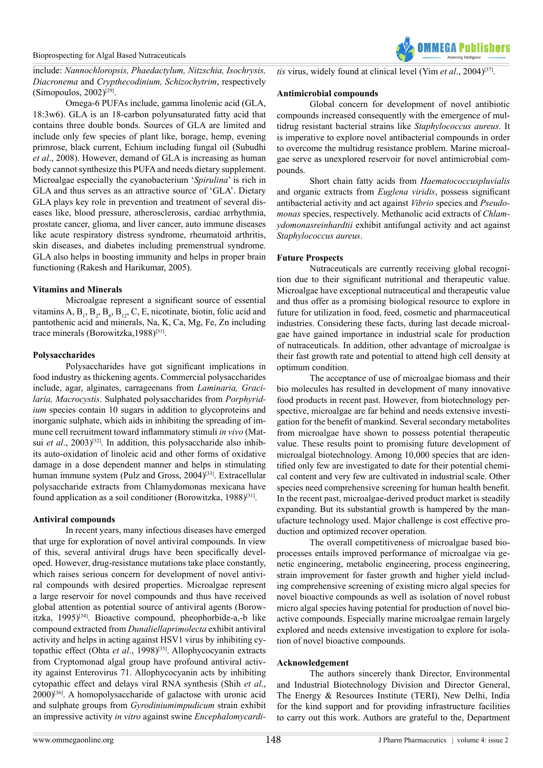include: *Nannochloropsis, Phaedactylum, Nitzschia, Isochrysis, Diacronema* and *Crypthecodinium, Schizochytrim*, respectively (Simopoulos, 2002)[29].

Omega-6 PUFAs include, gamma linolenic acid (GLA, 18:3w6). GLA is an 18-carbon polyunsaturated fatty acid that contains three double bonds. Sources of GLA are limited and include only few species of plant like, borage, hemp, evening primrose, black current, Echium including fungal oil (Subudhi *et al*., 2008). However, demand of GLA is increasing as human body cannot synthesize this PUFA and needs dietary supplement. Microalgae especially the cyanobacterium '*Spirulina*' is rich in GLA and thus serves as an attractive source of 'GLA'. Dietary GLA plays key role in prevention and treatment of several diseases like, blood pressure, atherosclerosis, cardiac arrhythmia, prostate cancer, glioma, and liver cancer, auto immune diseases like acute respiratory distress syndrome, rheumatoid arthritis, skin diseases, and diabetes including premenstrual syndrome. GLA also helps in boosting immunity and helps in proper brain functioning (Rakesh and Harikumar, 2005).

### Vitamins and Minerals

Microalgae represent a significant source of essential vitamins A, $B_1$, $B_2$, $B_6$, $B_{12}$, C, E, nicotinate, biotin, folic acid and pantothenic acid and minerals, Na, K, Ca, Mg, Fe, Zn including trace minerals (Borowitzka,1988)[31].

### Polysaccharides

Polysaccharides have got significant implications in food industry as thickening agents. Commercial polysaccharides include, agar, alginates, carrageenans from *Laminaria, Gracilaria, Macrocystis*. Sulphated polysaccharides from *Porphyridium* species contain 10 sugars in addition to glycoproteins and inorganic sulphate, which aids in inhibiting the spreading of immune cell recruitment toward inflammatory stimuli *in vivo* (Matsui *et al*., 2003)[32]. In addition, this polysaccharide also inhibits auto-oxidation of linoleic acid and other forms of oxidative damage in a dose dependent manner and helps in stimulating human immune system (Pulz and Gross, 2004)[33]. Extracellular polysaccharide extracts from Chlamydomonas mexicana have found application as a soil conditioner (Borowitzka, 1988)[31].

### Antiviral compounds

In recent years, many infectious diseases have emerged that urge for exploration of novel antiviral compounds. In view of this, several antiviral drugs have been specifically developed. However, drug-resistance mutations take place constantly, which raises serious concern for development of novel antiviral compounds with desired properties. Microalgae represent a large reservoir for novel compounds and thus have received global attention as potential source of antiviral agents (Borowitzka, 1995)[34]. Bioactive compound, pheophorbide-a,-b like compound extracted from *Dunaliellaprimolecta* exhibit antiviral activity and helps in acting against HSV1 virus by inhibiting cytopathic effect (Ohta *et al*., 1998)[35]. Allophycocyanin extracts from Cryptomonad algal group have profound antiviral activity against Enterovirus 71. Allophycocyanin acts by inhibiting cytopathic effect and delays viral RNA synthesis (Shih *et al*., 2000)[36]. A homopolysaccharide of galactose with uronic acid and sulphate groups from *Gyrodiniumimpudicum* strain exhibit an impressive activity *in vitro* against swine *Encephalomycarditis* virus, widely found at clinical level (Yim *et al*., 2004)[37].

### Antimicrobial compounds

Global concern for development of novel antibiotic compounds increased consequently with the emergence of multidrug resistant bacterial strains like *Staphylococcus aureus*. It is imperative to explore novel antibacterial compounds in order to overcome the multidrug resistance problem. Marine microalgae serve as unexplored reservoir for novel antimicrobial compounds.

Short chain fatty acids from *Haematococcuspluvialis* and organic extracts from *Euglena viridis*, possess significant antibacterial activity and act against *Vibrio* species and *Pseudomonas* species, respectively. Methanolic acid extracts of *Chlamydomonasreinhardtii* exhibit antifungal activity and act against *Staphylococcus aureus*.

### Future Prospects

Nutraceuticals are currently receiving global recognition due to their significant nutritional and therapeutic value. Microalgae have exceptional nutraceutical and therapeutic value and thus offer as a promising biological resource to explore in future for utilization in food, feed, cosmetic and pharmaceutical industries. Considering these facts, during last decade microalgae have gained importance in industrial scale for production of nutraceuticals. In addition, other advantage of microalgae is their fast growth rate and potential to attend high cell density at optimum condition.

The acceptance of use of microalgae biomass and their bio molecules has resulted in development of many innovative food products in recent past. However, from biotechnology perspective, microalgae are far behind and needs extensive investigation for the benefit of mankind. Several secondary metabolites from microalgae have shown to possess potential therapeutic value. These results point to promising future development of microalgal biotechnology. Among 10,000 species that are identified only few are investigated to date for their potential chemical content and very few are cultivated in industrial scale. Other species need comprehensive screening for human health benefit. In the recent past, microalgae-derived product market is steadily expanding. But its substantial growth is hampered by the manufacture technology used. Major challenge is cost effective production and optimized recover operation.

The overall competitiveness of microalgae based bioprocesses entails improved performance of microalgae via genetic engineering, metabolic engineering, process engineering, strain improvement for faster growth and higher yield including comprehensive screening of existing micro algal species for novel bioactive compounds as well as isolation of novel robust micro algal species having potential for production of novel bioactive compounds. Especially marine microalgae remain largely explored and needs extensive investigation to explore for isolation of novel bioactive compounds.

### Acknowledgement

The authors sincerely thank Director, Environmental and Industrial Biotechnology Division and Director General, The Energy & Resources Institute (TERI), New Delhi, India for the kind support and for providing infrastructure facilities to carry out this work. Authors are grateful to the, Department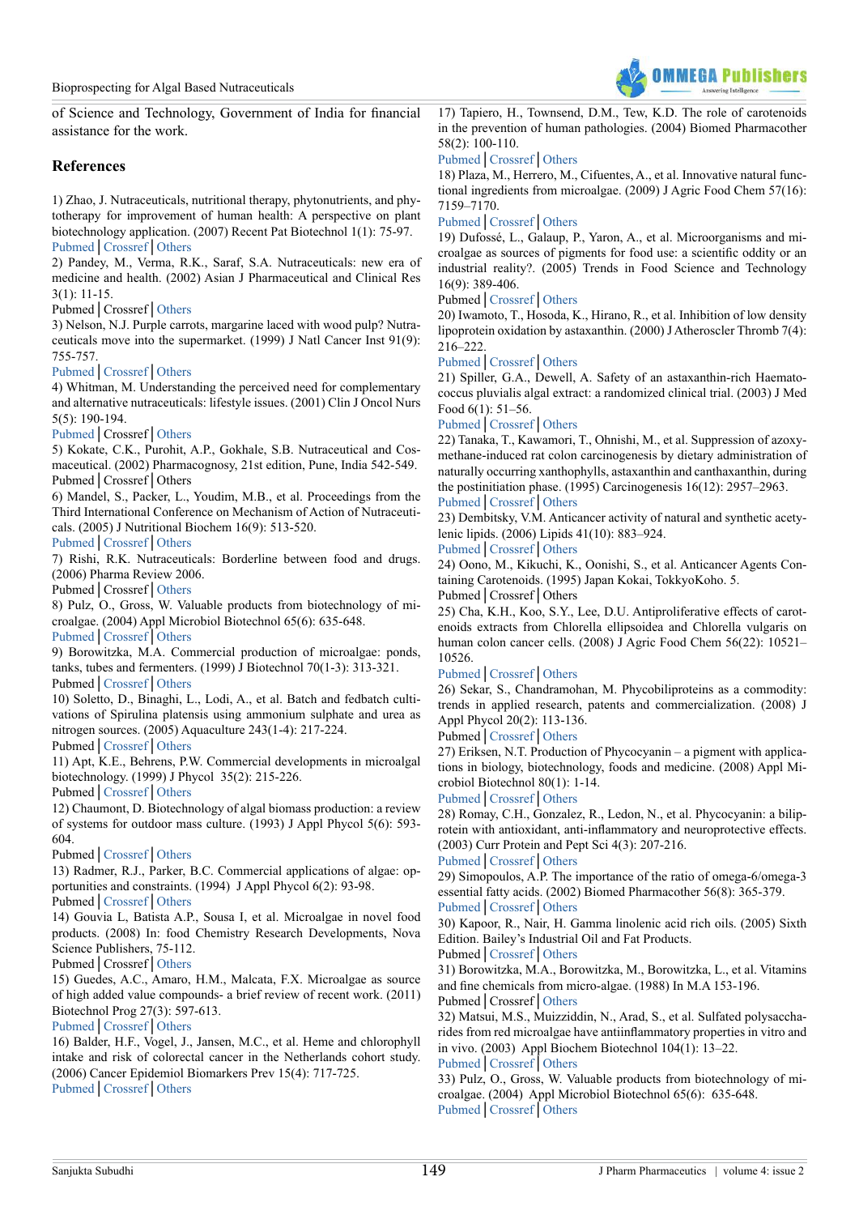of Science and Technology, Government of India for financial assistance for the work.

## References

1) Zhao, J. Nutraceuticals, nutritional therapy, phytonutrients, and phytotherapy for improvement of human health: A perspective on plant biotechnology application. (2007) Recent Pat Biotechnol 1(1): 75-97.
Pubmed | Crossref | Others

2) Pandey, M., Verma, R.K., Saraf, S.A. Nutraceuticals: new era of medicine and health. (2002) Asian J Pharmaceutical and Clinical Res 3(1): 11-15.
Pubmed | Crossref | Others

3) Nelson, N.J. Purple carrots, margarine laced with wood pulp? Nutraceuticals move into the supermarket. (1999) J Natl Cancer Inst 91(9): 755-757.
Pubmed | Crossref | Others

4) Whitman, M. Understanding the perceived need for complementary and alternative nutraceuticals: lifestyle issues. (2001) Clin J Oncol Nurs 5(5): 190-194.
Pubmed | Crossref | Others

5) Kokate, C.K., Purohit, A.P., Gokhale, S.B. Nutraceutical and Cosmaceutical. (2002) Pharmacognosy, 21st edition, Pune, India 542-549.
Pubmed | Crossref | Others

6) Mandel, S., Packer, L., Youdim, M.B., et al. Proceedings from the Third International Conference on Mechanism of Action of Nutraceuticals. (2005) J Nutritional Biochem 16(9): 513-520.
Pubmed | Crossref | Others

7) Rishi, R.K. Nutraceuticals: Borderline between food and drugs. (2006) Pharma Review 2006.
Pubmed | Crossref | Others

8) Pulz, O., Gross, W. Valuable products from biotechnology of microalgae. (2004) Appl Microbiol Biotechnol 65(6): 635-648.
Pubmed | Crossref | Others

9) Borowitzka, M.A. Commercial production of microalgae: ponds, tanks, tubes and fermenters. (1999) J Biotechnol 70(1-3): 313-321.
Pubmed | Crossref | Others

10) Soletto, D., Binaghi, L., Lodi, A., et al. Batch and fedbatch cultivations of Spirulina platensis using ammonium sulphate and urea as nitrogen sources. (2005) Aquaculture 243(1-4): 217-224.
Pubmed | Crossref | Others

11) Apt, K.E., Behrens, P.W. Commercial developments in microalgal biotechnology. (1999) J Phycol 35(2): 215-226.
Pubmed | Crossref | Others

12) Chaumont, D. Biotechnology of algal biomass production: a review of systems for outdoor mass culture. (1993) J Appl Phycol 5(6): 593-604.
Pubmed | Crossref | Others

13) Radmer, R.J., Parker, B.C. Commercial applications of algae: opportunities and constraints. (1994) J Appl Phycol 6(2): 93-98.
Pubmed | Crossref | Others

14) Gouvia L, Batista A.P., Sousa I, et al. Microalgae in novel food products. (2008) In: food Chemistry Research Developments, Nova Science Publishers, 75-112.
Pubmed | Crossref | Others

15) Guedes, A.C., Amaro, H.M., Malcata, F.X. Microalgae as source of high added value compounds- a brief review of recent work. (2011) Biotechnol Prog 27(3): 597-613.
Pubmed | Crossref | Others

16) Balder, H.F., Vogel, J., Jansen, M.C., et al. Heme and chlorophyll intake and risk of colorectal cancer in the Netherlands cohort study. (2006) Cancer Epidemiol Biomarkers Prev 15(4): 717-725.
Pubmed | Crossref | Others

17) Tapiero, H., Townsend, D.M., Tew, K.D. The role of carotenoids in the prevention of human pathologies. (2004) Biomed Pharmacother 58(2): 100-110.
Pubmed | Crossref | Others

18) Plaza, M., Herrero, M., Cifuentes, A., et al. Innovative natural functional ingredients from microalgae. (2009) J Agric Food Chem 57(16): 7159–7170.
Pubmed | Crossref | Others

19) Dufossé, L., Galaup, P., Yaron, A., et al. Microorganisms and microalgae as sources of pigments for food use: a scientific oddity or an industrial reality?. (2005) Trends in Food Science and Technology 16(9): 389-406.
Pubmed | Crossref | Others

20) Iwamoto, T., Hosoda, K., Hirano, R., et al. Inhibition of low density lipoprotein oxidation by astaxanthin. (2000) J Atheroscler Thromb 7(4): 216–222.
Pubmed | Crossref | Others

21) Spiller, G.A., Dewell, A. Safety of an astaxanthin-rich Haematococcus pluvialis algal extract: a randomized clinical trial. (2003) J Med Food 6(1): 51–56.
Pubmed | Crossref | Others

22) Tanaka, T., Kawamori, T., Ohnishi, M., et al. Suppression of azoxymethane-induced rat colon carcinogenesis by dietary administration of naturally occurring xanthophylls, astaxanthin and canthaxanthin, during the postinitiation phase. (1995) Carcinogenesis 16(12): 2957–2963.
Pubmed | Crossref | Others

23) Dembitsky, V.M. Anticancer activity of natural and synthetic acetylenic lipids. (2006) Lipids 41(10): 883–924.
Pubmed | Crossref | Others

24) Oono, M., Kikuchi, K., Oonishi, S., et al. Anticancer Agents Containing Carotenoids. (1995) Japan Kokai, TokkyoKoho. 5.
Pubmed | Crossref | Others

25) Cha, K.H., Koo, S.Y., Lee, D.U. Antiproliferative effects of carotenoids extracts from Chlorella ellipsoidea and Chlorella vulgaris on human colon cancer cells. (2008) J Agric Food Chem 56(22): 10521–10526.
Pubmed | Crossref | Others

26) Sekar, S., Chandramohan, M. Phycobiliproteins as a commodity: trends in applied research, patents and commercialization. (2008) J Appl Phycol 20(2): 113-136.
Pubmed | Crossref | Others

27) Eriksen, N.T. Production of Phycocyanin – a pigment with applications in biology, biotechnology, foods and medicine. (2008) Appl Microbiol Biotechnol 80(1): 1-14.
Pubmed | Crossref | Others

28) Romay, C.H., Gonzalez, R., Ledon, N., et al. Phycocyanin: a biliprotein with antioxidant, anti-inflammatory and neuroprotective effects. (2003) Curr Protein and Pept Sci 4(3): 207-216.
Pubmed | Crossref | Others

29) Simopoulos, A.P. The importance of the ratio of omega-6/omega-3 essential fatty acids. (2002) Biomed Pharmacother 56(8): 365-379.
Pubmed | Crossref | Others

30) Kapoor, R., Nair, H. Gamma linolenic acid rich oils. (2005) Sixth Edition. Bailey's Industrial Oil and Fat Products.
Pubmed | Crossref | Others

31) Borowitzka, M.A., Borowitzka, M., Borowitzka, L., et al. Vitamins and fine chemicals from micro-algae. (1988) In M.A 153-196.
Pubmed | Crossref | Others

32) Matsui, M.S., Muizziddin, N., Arad, S., et al. Sulfated polysaccharides from red microalgae have antiinflammatory properties in vitro and in vivo. (2003) Appl Biochem Biotechnol 104(1): 13–22.
Pubmed | Crossref | Others

33) Pulz, O., Gross, W. Valuable products from biotechnology of microalgae. (2004) Appl Microbiol Biotechnol 65(6): 635-648.
Pubmed | Crossref | Others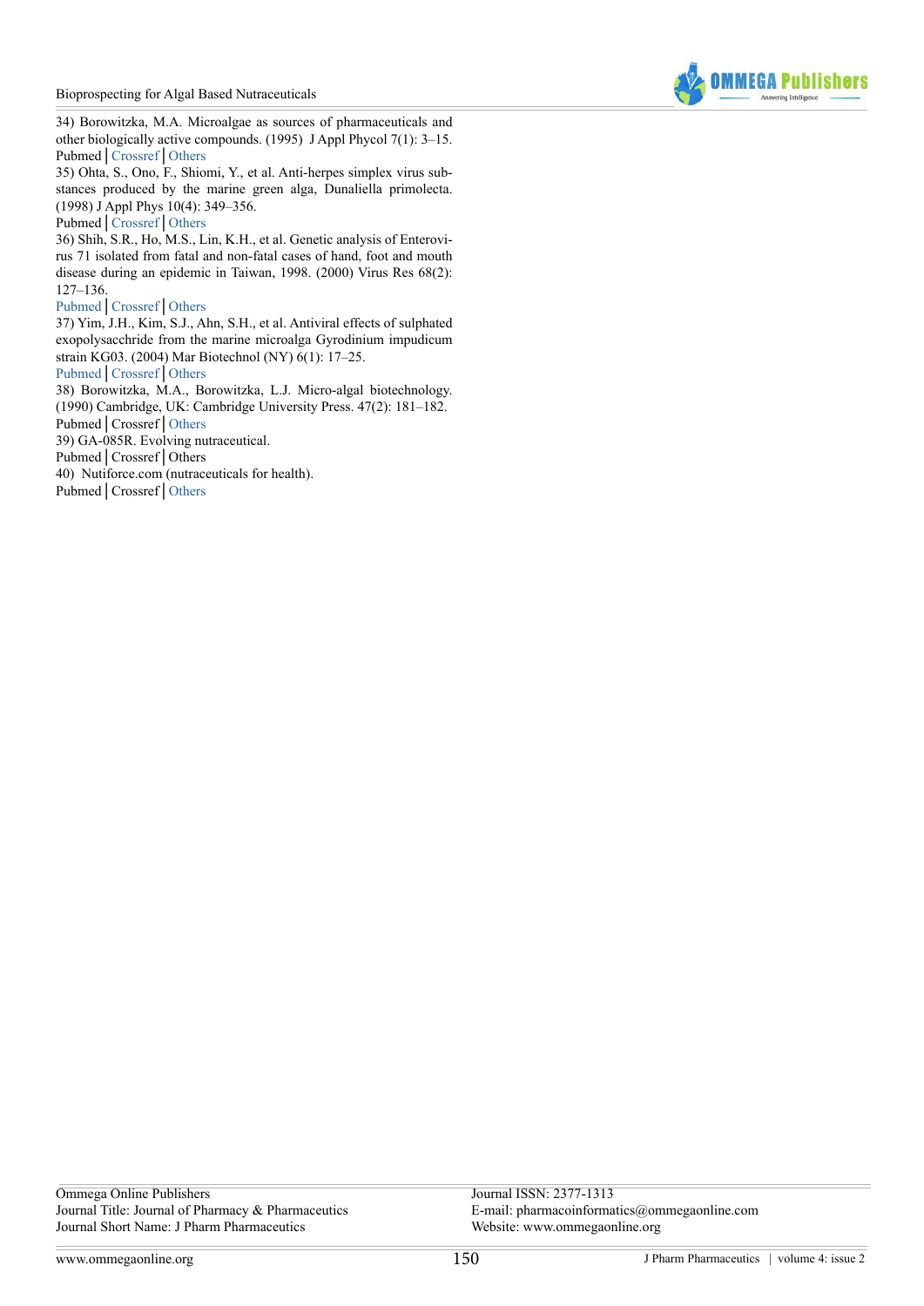34) Borowitzka, M.A. Microalgae as sources of pharmaceuticals and other biologically active compounds. (1995) J Appl Phycol 7(1): 3–15.
Pubmed | Crossref | Others

35) Ohta, S., Ono, F., Shiomi, Y., et al. Anti-herpes simplex virus substances produced by the marine green alga, Dunaliella primolecta. (1998) J Appl Phys 10(4): 349–356.
Pubmed | Crossref | Others

36) Shih, S.R., Ho, M.S., Lin, K.H., et al. Genetic analysis of Enterovirus 71 isolated from fatal and non-fatal cases of hand, foot and mouth disease during an epidemic in Taiwan, 1998. (2000) Virus Res 68(2): 127–136.
Pubmed | Crossref | Others

37) Yim, J.H., Kim, S.J., Ahn, S.H., et al. Antiviral effects of sulphated exopolysacchride from the marine microalga Gyrodinium impudicum strain KG03. (2004) Mar Biotechnol (NY) 6(1): 17–25.
Pubmed | Crossref | Others

38) Borowitzka, M.A., Borowitzka, L.J. Micro-algal biotechnology. (1990) Cambridge, UK: Cambridge University Press. 47(2): 181–182.
Pubmed | Crossref | Others

39) GA-085R. Evolving nutraceutical.
Pubmed | Crossref | Others

40) Nutiforce.com (nutraceuticals for health).
Pubmed | Crossref | Others

Ommega Online Publishers
Journal Title: Journal of Pharmacy & Pharmaceutics
Journal Short Name: J Pharm Pharmaceutics

Journal ISSN: 2377-1313
E-mail: pharmacoinformatics@ommegaonline.com
Website: www.ommegaonline.org